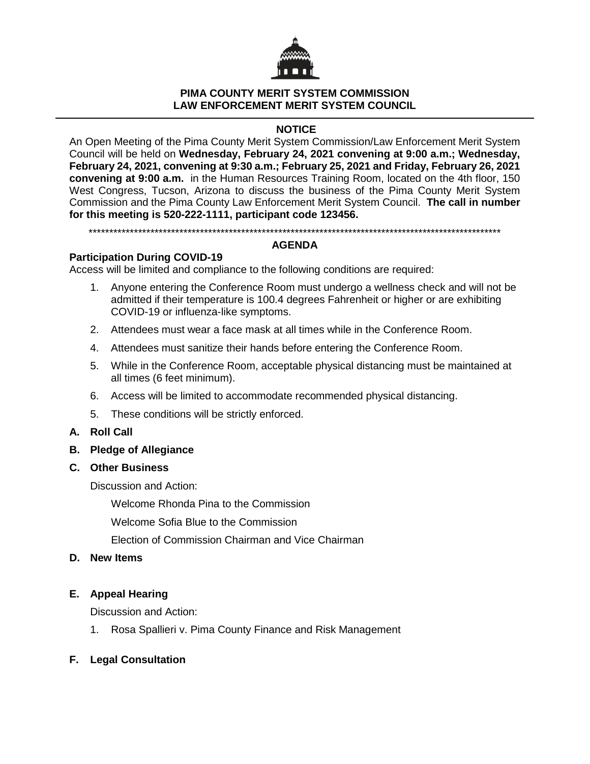**PIMA COUNTY MERIT SYSTEM COMMISSION**
**LAW ENFORCEMENT MERIT SYSTEM COUNCIL**

## NOTICE

An Open Meeting of the Pima County Merit System Commission/Law Enforcement Merit System Council will be held on **Wednesday, February 24, 2021 convening at 9:00 a.m.; Wednesday, February 24, 2021, convening at 9:30 a.m.; February 25, 2021 and Friday, February 26, 2021 convening at 9:00 a.m.** in the Human Resources Training Room, located on the 4th floor, 150 West Congress, Tucson, Arizona to discuss the business of the Pima County Merit System Commission and the Pima County Law Enforcement Merit System Council. **The call in number for this meeting is 520-222-1111, participant code 123456.**

*****************************************************************************************************

## AGENDA

**Participation During COVID-19**

Access will be limited and compliance to the following conditions are required:

1. Anyone entering the Conference Room must undergo a wellness check and will not be admitted if their temperature is 100.4 degrees Fahrenheit or higher or are exhibiting COVID-19 or influenza-like symptoms.
2. Attendees must wear a face mask at all times while in the Conference Room.
4. Attendees must sanitize their hands before entering the Conference Room.
5. While in the Conference Room, acceptable physical distancing must be maintained at all times (6 feet minimum).
6. Access will be limited to accommodate recommended physical distancing.
5. These conditions will be strictly enforced.

**A. Roll Call**

**B. Pledge of Allegiance**

**C. Other Business**

Discussion and Action:

Welcome Rhonda Pina to the Commission

Welcome Sofia Blue to the Commission

Election of Commission Chairman and Vice Chairman

**D. New Items**

**E. Appeal Hearing**

Discussion and Action:

1. Rosa Spallieri v. Pima County Finance and Risk Management

**F. Legal Consultation**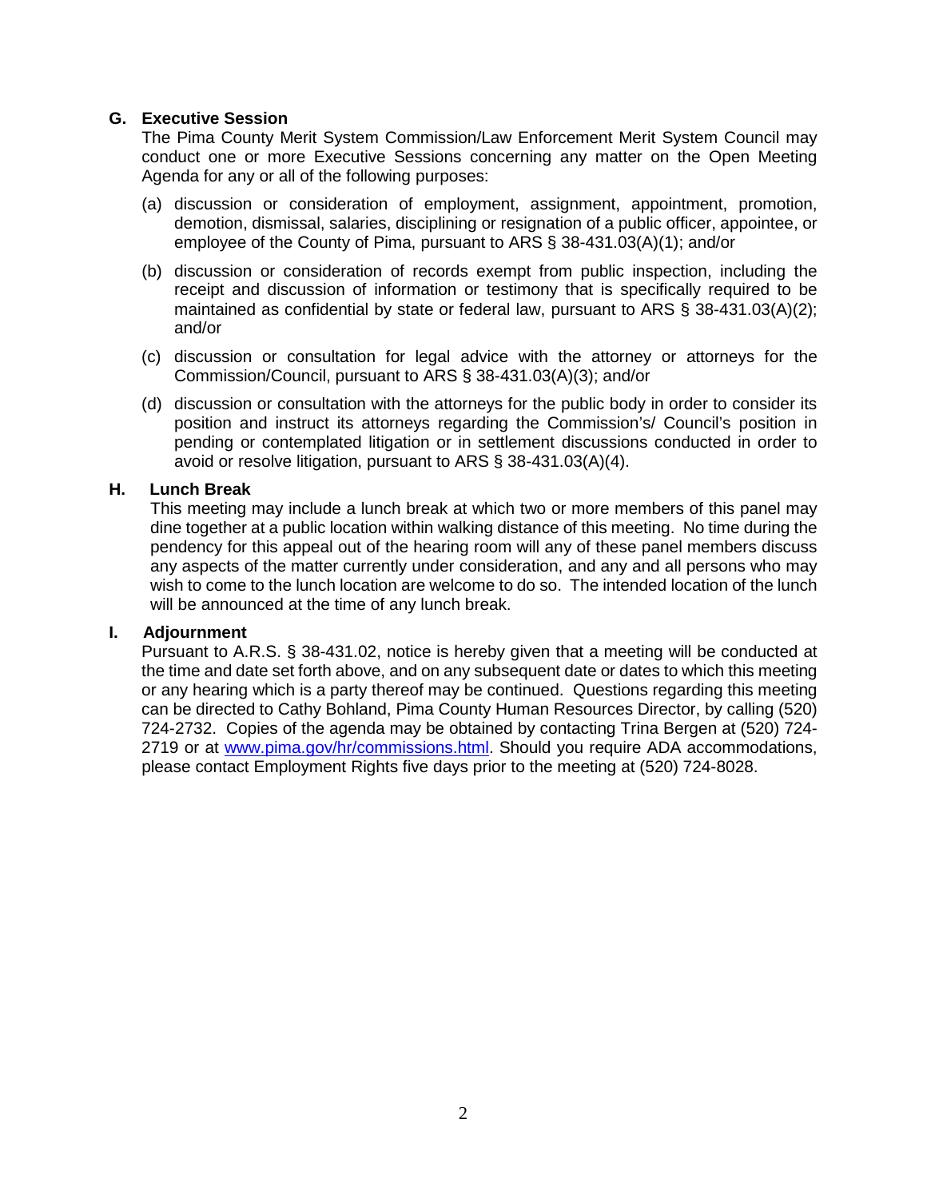## G. Executive Session

The Pima County Merit System Commission/Law Enforcement Merit System Council may conduct one or more Executive Sessions concerning any matter on the Open Meeting Agenda for any or all of the following purposes:

(a) discussion or consideration of employment, assignment, appointment, promotion, demotion, dismissal, salaries, disciplining or resignation of a public officer, appointee, or employee of the County of Pima, pursuant to ARS § 38-431.03(A)(1); and/or

(b) discussion or consideration of records exempt from public inspection, including the receipt and discussion of information or testimony that is specifically required to be maintained as confidential by state or federal law, pursuant to ARS § 38-431.03(A)(2); and/or

(c) discussion or consultation for legal advice with the attorney or attorneys for the Commission/Council, pursuant to ARS § 38-431.03(A)(3); and/or

(d) discussion or consultation with the attorneys for the public body in order to consider its position and instruct its attorneys regarding the Commission's/ Council's position in pending or contemplated litigation or in settlement discussions conducted in order to avoid or resolve litigation, pursuant to ARS § 38-431.03(A)(4).

## H. Lunch Break

This meeting may include a lunch break at which two or more members of this panel may dine together at a public location within walking distance of this meeting. No time during the pendency for this appeal out of the hearing room will any of these panel members discuss any aspects of the matter currently under consideration, and any and all persons who may wish to come to the lunch location are welcome to do so. The intended location of the lunch will be announced at the time of any lunch break.

## I. Adjournment

Pursuant to A.R.S. § 38-431.02, notice is hereby given that a meeting will be conducted at the time and date set forth above, and on any subsequent date or dates to which this meeting or any hearing which is a party thereof may be continued. Questions regarding this meeting can be directed to Cathy Bohland, Pima County Human Resources Director, by calling (520) 724-2732. Copies of the agenda may be obtained by contacting Trina Bergen at (520) 724-2719 or at [www.pima.gov/hr/commissions.html](http://www.pima.gov/hr/commissions.html). Should you require ADA accommodations, please contact Employment Rights five days prior to the meeting at (520) 724-8028.